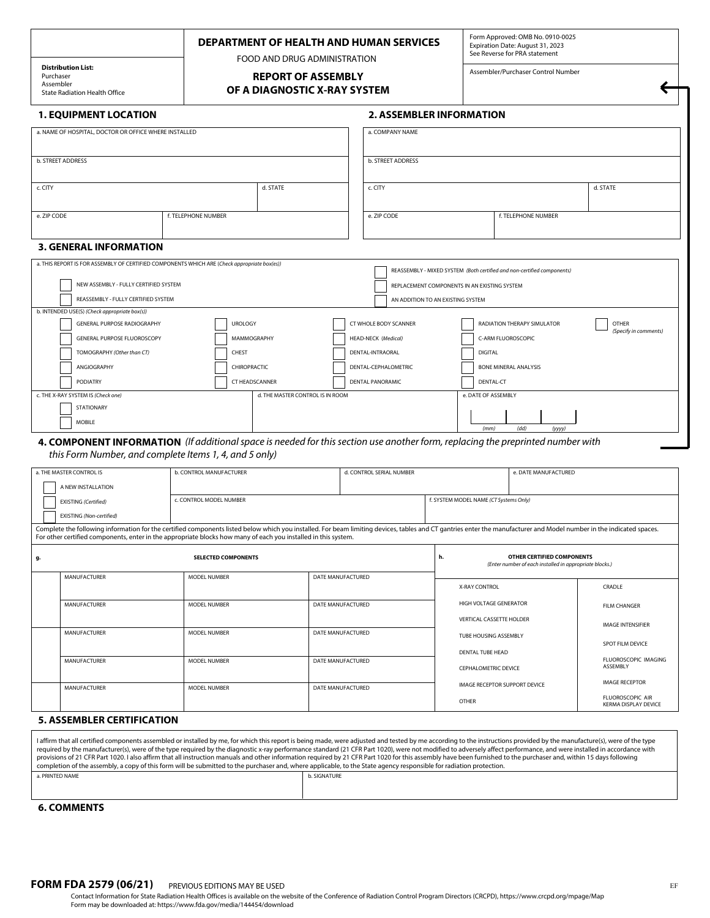**Distribution List:**
Purchaser
Assembler
State Radiation Health Office

## DEPARTMENT OF HEALTH AND HUMAN SERVICES

FOOD AND DRUG ADMINISTRATION

## REPORT OF ASSEMBLY OF A DIAGNOSTIC X-RAY SYSTEM

Form Approved: OMB No. 0910-0025
Expiration Date: August 31, 2023
See Reverse for PRA statement

Assembler/Purchaser Control Number

### 1. EQUIPMENT LOCATION

| a. NAME OF HOSPITAL, DOCTOR OR OFFICE WHERE INSTALLED | |
|---|---|
| b. STREET ADDRESS | |
| c. CITY | d. STATE |
| e. ZIP CODE | f. TELEPHONE NUMBER |

### 2. ASSEMBLER INFORMATION

| a. COMPANY NAME | |
|---|---|
| b. STREET ADDRESS | |
| c. CITY | d. STATE |
| e. ZIP CODE | f. TELEPHONE NUMBER |

### 3. GENERAL INFORMATION

a. THIS REPORT IS FOR ASSEMBLY OF CERTIFIED COMPONENTS WHICH ARE *(Check appropriate box(es))*

- ☐ NEW ASSEMBLY - FULLY CERTIFIED SYSTEM
- ☐ REASSEMBLY - FULLY CERTIFIED SYSTEM
- ☐ REASSEMBLY - MIXED SYSTEM *(Both certified and non-certified components)*
- ☐ REPLACEMENT COMPONENTS IN AN EXISTING SYSTEM
- ☐ AN ADDITION TO AN EXISTING SYSTEM

b. INTENDED USE(S) *(Check appropriate box(s))*

| | | | | |
|---|---|---|---|---|
| ☐ GENERAL PURPOSE RADIOGRAPHY | ☐ UROLOGY | ☐ CT WHOLE BODY SCANNER | ☐ RADIATION THERAPY SIMULATOR | ☐ OTHER *(Specify in comments)* |
| ☐ GENERAL PURPOSE FLUOROSCOPY | ☐ MAMMOGRAPHY | ☐ HEAD-NECK *(Medical)* | ☐ C-ARM FLUOROSCOPIC | |
| ☐ TOMOGRAPHY *(Other than CT)* | ☐ CHEST | ☐ DENTAL-INTRAORAL | ☐ DIGITAL | |
| ☐ ANGIOGRAPHY | ☐ CHIROPRACTIC | ☐ DENTAL-CEPHALOMETRIC | ☐ BONE MINERAL ANALYSIS | |
| ☐ PODIATRY | ☐ CT HEADSCANNER | ☐ DENTAL PANORAMIC | ☐ DENTAL-CT | |

| c. THE X-RAY SYSTEM IS *(Check one)* | d. THE MASTER CONTROL IS IN ROOM | e. DATE OF ASSEMBLY |
|---|---|---|
| ☐ STATIONARY<br>☐ MOBILE | | (mm) (dd) (yyyy) |

### 4. COMPONENT INFORMATION *(If additional space is needed for this section use another form, replacing the preprinted number with this Form Number, and complete Items 1, 4, and 5 only)*

| a. THE MASTER CONTROL IS | b. CONTROL MANUFACTURER | d. CONTROL SERIAL NUMBER | e. DATE MANUFACTURED |
|---|---|---|---|
| ☐ A NEW INSTALLATION<br>☐ EXISTING *(Certified)*<br>☐ EXISTING *(Non-certified)* | c. CONTROL MODEL NUMBER | f. SYSTEM MODEL NAME *(CT Systems Only)* | |

Complete the following information for the certified components listed below which you installed. For beam limiting devices, tables and CT gantries enter the manufacturer and Model number in the indicated spaces. For other certified components, enter in the appropriate blocks how many of each you installed in this system.

**g. SELECTED COMPONENTS**

| | MANUFACTURER | MODEL NUMBER | DATE MANUFACTURED |
|---|---|---|---|
| | | | |
| | | | |
| | | | |
| | | | |
| | | | |

**h. OTHER CERTIFIED COMPONENTS** *(Enter number of each installed in appropriate blocks.)*

| | |
|---|---|
| X-RAY CONTROL | CRADLE |
| HIGH VOLTAGE GENERATOR | FILM CHANGER |
| VERTICAL CASSETTE HOLDER | IMAGE INTENSIFIER |
| TUBE HOUSING ASSEMBLY | SPOT FILM DEVICE |
| DENTAL TUBE HEAD | FLUOROSCOPIC IMAGING ASSEMBLY |
| CEPHALOMETRIC DEVICE | IMAGE RECEPTOR |
| IMAGE RECEPTOR SUPPORT DEVICE | FLUOROSCOPIC AIR KERMA DISPLAY DEVICE |
| OTHER | |

### 5. ASSEMBLER CERTIFICATION

I affirm that all certified components assembled or installed by me, for which this report is being made, were adjusted and tested by me according to the instructions provided by the manufacture(s), were of the type required by the manufacturer(s), were of the type required by the diagnostic x-ray performance standard (21 CFR Part 1020), were not modified to adversely affect performance, and were installed in accordance with provisions of 21 CFR Part 1020. I also affirm that all instruction manuals and other information required by 21 CFR Part 1020 for this assembly have been furnished to the purchaser and, within 15 days following completion of the assembly, a copy of this form will be submitted to the purchaser and, where applicable, to the State agency responsible for radiation protection.

| a. PRINTED NAME | b. SIGNATURE |
|---|---|
| | |

### 6. COMMENTS

**FORM FDA 2579 (06/21)** PREVIOUS EDITIONS MAY BE USED

EF

Contact Information for State Radiation Health Offices is available on the website of the Conference of Radiation Control Program Directors (CRCPD), https://www.crcpd.org/mpage/Map
Form may be downloaded at: https://www.fda.gov/media/144454/download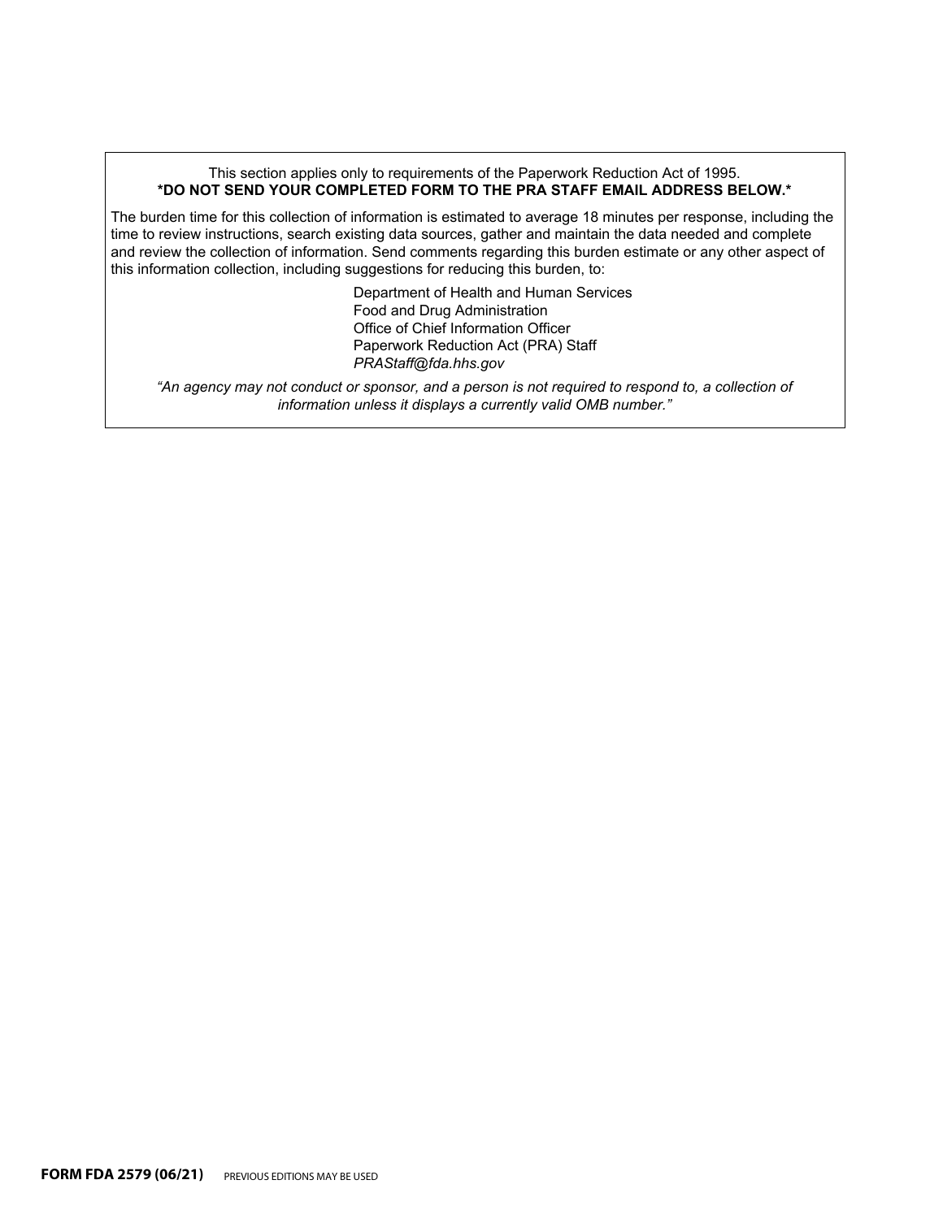This section applies only to requirements of the Paperwork Reduction Act of 1995.
**\*DO NOT SEND YOUR COMPLETED FORM TO THE PRA STAFF EMAIL ADDRESS BELOW.\***

The burden time for this collection of information is estimated to average 18 minutes per response, including the time to review instructions, search existing data sources, gather and maintain the data needed and complete and review the collection of information. Send comments regarding this burden estimate or any other aspect of this information collection, including suggestions for reducing this burden, to:

Department of Health and Human Services
Food and Drug Administration
Office of Chief Information Officer
Paperwork Reduction Act (PRA) Staff
*PRAStaff@fda.hhs.gov*

*"An agency may not conduct or sponsor, and a person is not required to respond to, a collection of information unless it displays a currently valid OMB number."*

**FORM FDA 2579 (06/21)** PREVIOUS EDITIONS MAY BE USED